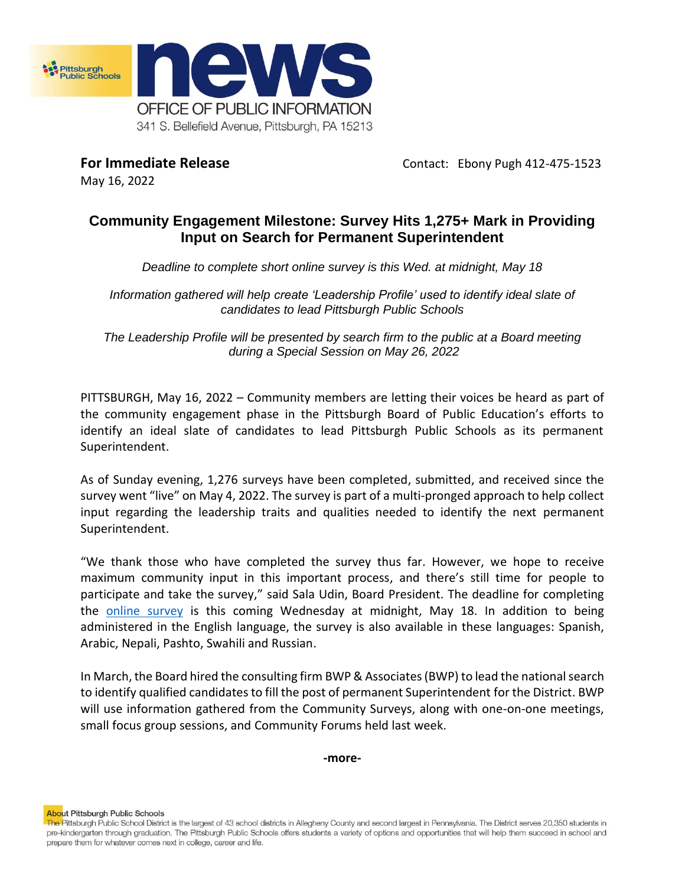Pittsburgh Public Schools

# news

OFFICE OF PUBLIC INFORMATION

341 S. Bellefield Avenue, Pittsburgh, PA 15213

**For Immediate Release**
May 16, 2022

Contact: Ebony Pugh 412-475-1523

## Community Engagement Milestone: Survey Hits 1,275+ Mark in Providing Input on Search for Permanent Superintendent

*Deadline to complete short online survey is this Wed. at midnight, May 18*

*Information gathered will help create 'Leadership Profile' used to identify ideal slate of candidates to lead Pittsburgh Public Schools*

*The Leadership Profile will be presented by search firm to the public at a Board meeting during a Special Session on May 26, 2022*

PITTSBURGH, May 16, 2022 – Community members are letting their voices be heard as part of the community engagement phase in the Pittsburgh Board of Public Education's efforts to identify an ideal slate of candidates to lead Pittsburgh Public Schools as its permanent Superintendent.

As of Sunday evening, 1,276 surveys have been completed, submitted, and received since the survey went "live" on May 4, 2022. The survey is part of a multi-pronged approach to help collect input regarding the leadership traits and qualities needed to identify the next permanent Superintendent.

"We thank those who have completed the survey thus far. However, we hope to receive maximum community input in this important process, and there's still time for people to participate and take the survey," said Sala Udin, Board President. The deadline for completing the online survey is this coming Wednesday at midnight, May 18. In addition to being administered in the English language, the survey is also available in these languages: Spanish, Arabic, Nepali, Pashto, Swahili and Russian.

In March, the Board hired the consulting firm BWP & Associates (BWP) to lead the national search to identify qualified candidates to fill the post of permanent Superintendent for the District. BWP will use information gathered from the Community Surveys, along with one-on-one meetings, small focus group sessions, and Community Forums held last week.

**-more-**

**About Pittsburgh Public Schools**
The Pittsburgh Public School District is the largest of 43 school districts in Allegheny County and second largest in Pennsylvania. The District serves 20,350 students in pre-kindergarten through graduation. The Pittsburgh Public Schools offers students a variety of options and opportunities that will help them succeed in school and prepare them for whatever comes next in college, career and life.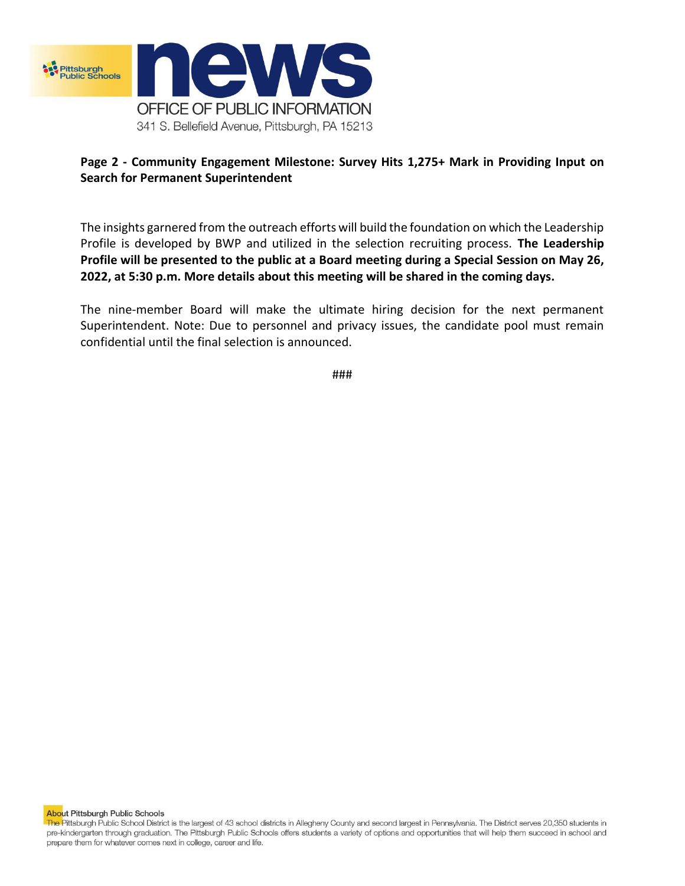**Page 2 - Community Engagement Milestone: Survey Hits 1,275+ Mark in Providing Input on Search for Permanent Superintendent**

The insights garnered from the outreach efforts will build the foundation on which the Leadership Profile is developed by BWP and utilized in the selection recruiting process. **The Leadership Profile will be presented to the public at a Board meeting during a Special Session on May 26, 2022, at 5:30 p.m. More details about this meeting will be shared in the coming days.**

The nine-member Board will make the ultimate hiring decision for the next permanent Superintendent. Note: Due to personnel and privacy issues, the candidate pool must remain confidential until the final selection is announced.

###

About Pittsburgh Public Schools

The Pittsburgh Public School District is the largest of 43 school districts in Allegheny County and second largest in Pennsylvania. The District serves 20,350 students in pre-kindergarten through graduation. The Pittsburgh Public Schools offers students a variety of options and opportunities that will help them succeed in school and prepare them for whatever comes next in college, career and life.